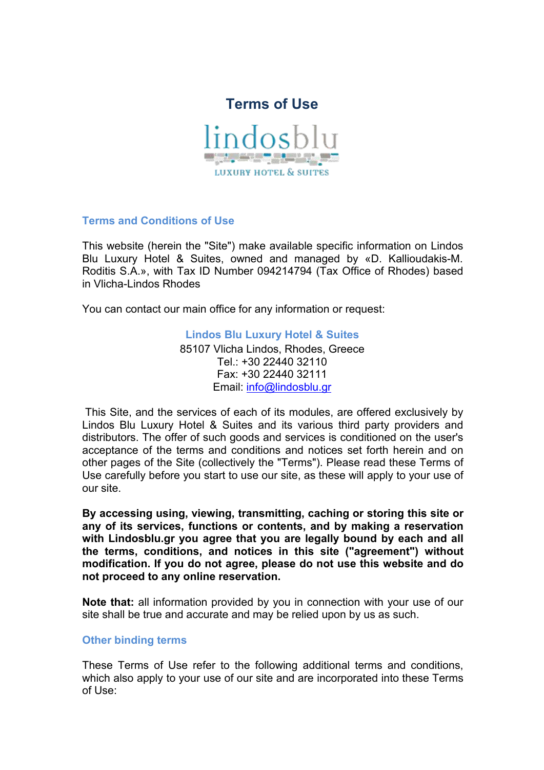# Terms of Use

lindosblu

LUXURY HOTEL & SUITES

## Terms and Conditions of Use

This website (herein the "Site") make available specific information on Lindos Blu Luxury Hotel & Suites, owned and managed by «D. Kallioudakis-M. Roditis S.A.», with Tax ID Number 094214794 (Tax Office of Rhodes) based in Vlicha-Lindos Rhodes

You can contact our main office for any information or request:

**Lindos Blu Luxury Hotel & Suites**
85107 Vlicha Lindos, Rhodes, Greece
Tel.: +30 22440 32110
Fax: +30 22440 32111
Email: info@lindosblu.gr

This Site, and the services of each of its modules, are offered exclusively by Lindos Blu Luxury Hotel & Suites and its various third party providers and distributors. The offer of such goods and services is conditioned on the user's acceptance of the terms and conditions and notices set forth herein and on other pages of the Site (collectively the "Terms"). Please read these Terms of Use carefully before you start to use our site, as these will apply to your use of our site.

**By accessing using, viewing, transmitting, caching or storing this site or any of its services, functions or contents, and by making a reservation with Lindosblu.gr you agree that you are legally bound by each and all the terms, conditions, and notices in this site ("agreement") without modification. If you do not agree, please do not use this website and do not proceed to any online reservation.**

**Note that:** all information provided by you in connection with your use of our site shall be true and accurate and may be relied upon by us as such.

## Other binding terms

These Terms of Use refer to the following additional terms and conditions, which also apply to your use of our site and are incorporated into these Terms of Use: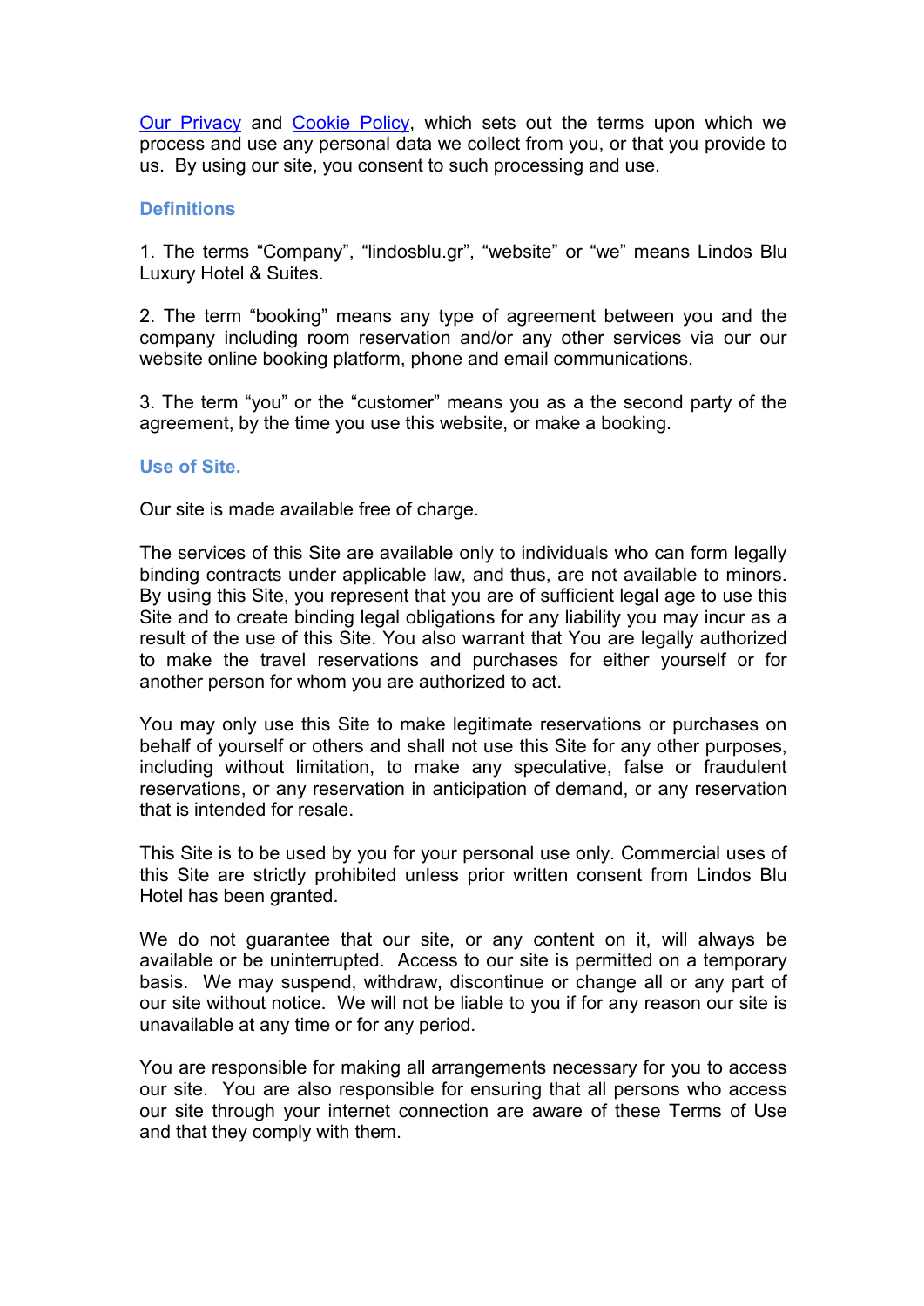Our Privacy and Cookie Policy, which sets out the terms upon which we process and use any personal data we collect from you, or that you provide to us. By using our site, you consent to such processing and use.

## Definitions

1. The terms “Company”, “lindosblu.gr”, “website” or “we” means Lindos Blu Luxury Hotel & Suites.

2. The term “booking” means any type of agreement between you and the company including room reservation and/or any other services via our our website online booking platform, phone and email communications.

3. The term “you” or the “customer” means you as a the second party of the agreement, by the time you use this website, or make a booking.

## Use of Site.

Our site is made available free of charge.

The services of this Site are available only to individuals who can form legally binding contracts under applicable law, and thus, are not available to minors. By using this Site, you represent that you are of sufficient legal age to use this Site and to create binding legal obligations for any liability you may incur as a result of the use of this Site. You also warrant that You are legally authorized to make the travel reservations and purchases for either yourself or for another person for whom you are authorized to act.

You may only use this Site to make legitimate reservations or purchases on behalf of yourself or others and shall not use this Site for any other purposes, including without limitation, to make any speculative, false or fraudulent reservations, or any reservation in anticipation of demand, or any reservation that is intended for resale.

This Site is to be used by you for your personal use only. Commercial uses of this Site are strictly prohibited unless prior written consent from Lindos Blu Hotel has been granted.

We do not guarantee that our site, or any content on it, will always be available or be uninterrupted. Access to our site is permitted on a temporary basis. We may suspend, withdraw, discontinue or change all or any part of our site without notice. We will not be liable to you if for any reason our site is unavailable at any time or for any period.

You are responsible for making all arrangements necessary for you to access our site. You are also responsible for ensuring that all persons who access our site through your internet connection are aware of these Terms of Use and that they comply with them.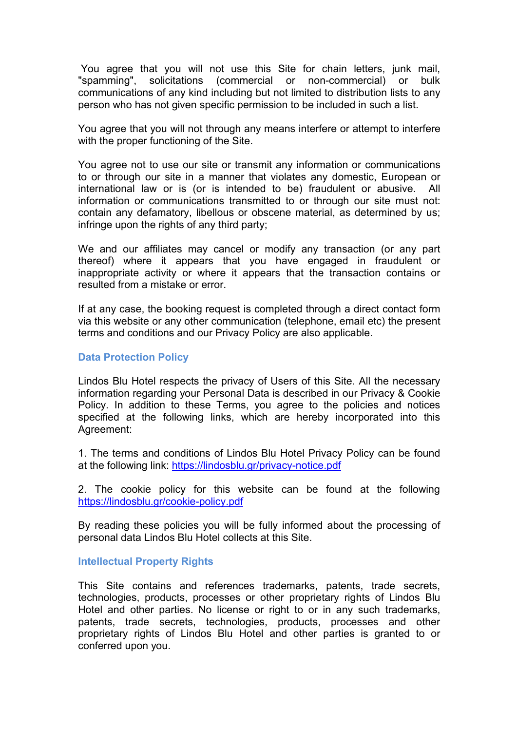You agree that you will not use this Site for chain letters, junk mail, "spamming", solicitations (commercial or non-commercial) or bulk communications of any kind including but not limited to distribution lists to any person who has not given specific permission to be included in such a list.

You agree that you will not through any means interfere or attempt to interfere with the proper functioning of the Site.

You agree not to use our site or transmit any information or communications to or through our site in a manner that violates any domestic, European or international law or is (or is intended to be) fraudulent or abusive. All information or communications transmitted to or through our site must not: contain any defamatory, libellous or obscene material, as determined by us; infringe upon the rights of any third party;

We and our affiliates may cancel or modify any transaction (or any part thereof) where it appears that you have engaged in fraudulent or inappropriate activity or where it appears that the transaction contains or resulted from a mistake or error.

If at any case, the booking request is completed through a direct contact form via this website or any other communication (telephone, email etc) the present terms and conditions and our Privacy Policy are also applicable.

## Data Protection Policy

Lindos Blu Hotel respects the privacy of Users of this Site. All the necessary information regarding your Personal Data is described in our Privacy & Cookie Policy. In addition to these Terms, you agree to the policies and notices specified at the following links, which are hereby incorporated into this Agreement:

1. The terms and conditions of Lindos Blu Hotel Privacy Policy can be found at the following link: [https://lindosblu.gr/privacy-notice.pdf](https://lindosblu.gr/privacy-notice.pdf)

2. The cookie policy for this website can be found at the following [https://lindosblu.gr/cookie-policy.pdf](https://lindosblu.gr/cookie-policy.pdf)

By reading these policies you will be fully informed about the processing of personal data Lindos Blu Hotel collects at this Site.

## Intellectual Property Rights

This Site contains and references trademarks, patents, trade secrets, technologies, products, processes or other proprietary rights of Lindos Blu Hotel and other parties. No license or right to or in any such trademarks, patents, trade secrets, technologies, products, processes and other proprietary rights of Lindos Blu Hotel and other parties is granted to or conferred upon you.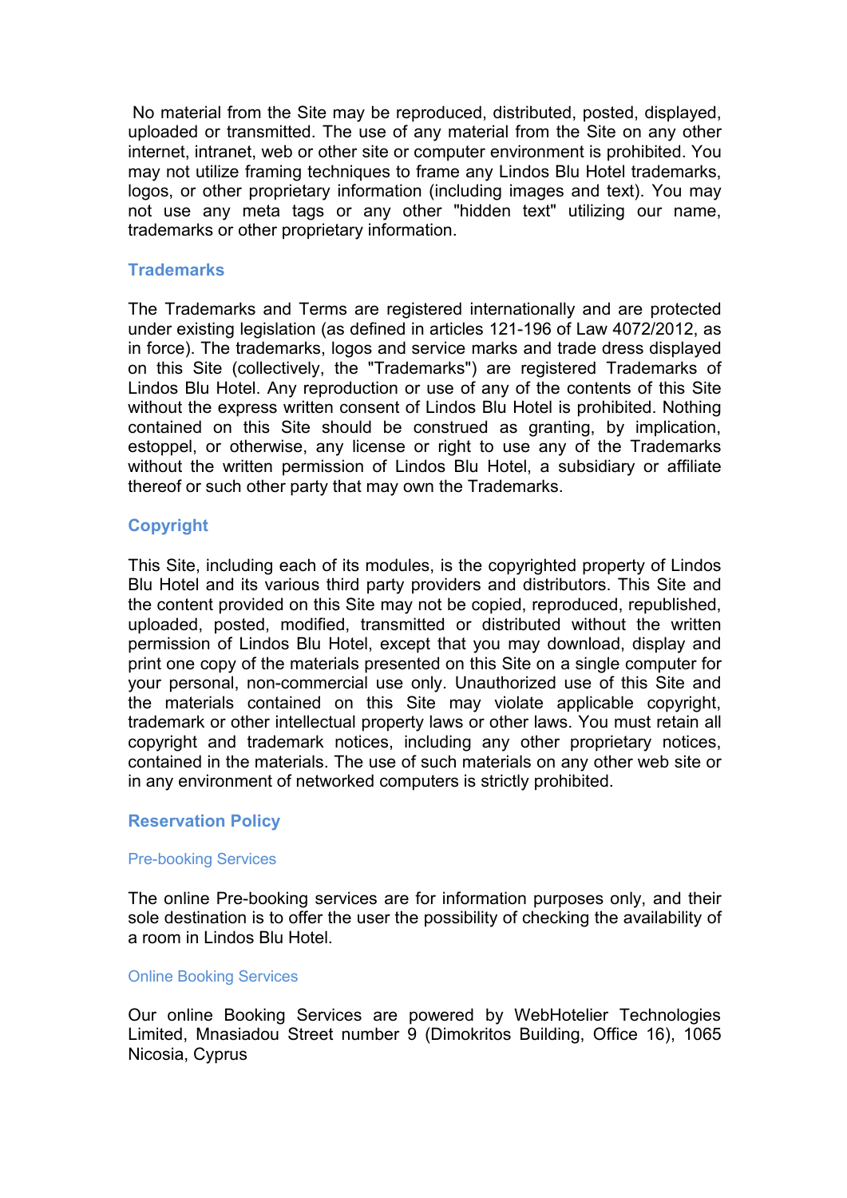No material from the Site may be reproduced, distributed, posted, displayed, uploaded or transmitted. The use of any material from the Site on any other internet, intranet, web or other site or computer environment is prohibited. You may not utilize framing techniques to frame any Lindos Blu Hotel trademarks, logos, or other proprietary information (including images and text). You may not use any meta tags or any other "hidden text" utilizing our name, trademarks or other proprietary information.

## Trademarks

The Trademarks and Terms are registered internationally and are protected under existing legislation (as defined in articles 121-196 of Law 4072/2012, as in force). The trademarks, logos and service marks and trade dress displayed on this Site (collectively, the "Trademarks") are registered Trademarks of Lindos Blu Hotel. Any reproduction or use of any of the contents of this Site without the express written consent of Lindos Blu Hotel is prohibited. Nothing contained on this Site should be construed as granting, by implication, estoppel, or otherwise, any license or right to use any of the Trademarks without the written permission of Lindos Blu Hotel, a subsidiary or affiliate thereof or such other party that may own the Trademarks.

## Copyright

This Site, including each of its modules, is the copyrighted property of Lindos Blu Hotel and its various third party providers and distributors. This Site and the content provided on this Site may not be copied, reproduced, republished, uploaded, posted, modified, transmitted or distributed without the written permission of Lindos Blu Hotel, except that you may download, display and print one copy of the materials presented on this Site on a single computer for your personal, non-commercial use only. Unauthorized use of this Site and the materials contained on this Site may violate applicable copyright, trademark or other intellectual property laws or other laws. You must retain all copyright and trademark notices, including any other proprietary notices, contained in the materials. The use of such materials on any other web site or in any environment of networked computers is strictly prohibited.

## Reservation Policy

### Pre-booking Services

The online Pre-booking services are for information purposes only, and their sole destination is to offer the user the possibility of checking the availability of a room in Lindos Blu Hotel.

### Online Booking Services

Our online Booking Services are powered by WebHotelier Technologies Limited, Mnasiadou Street number 9 (Dimokritos Building, Office 16), 1065 Nicosia, Cyprus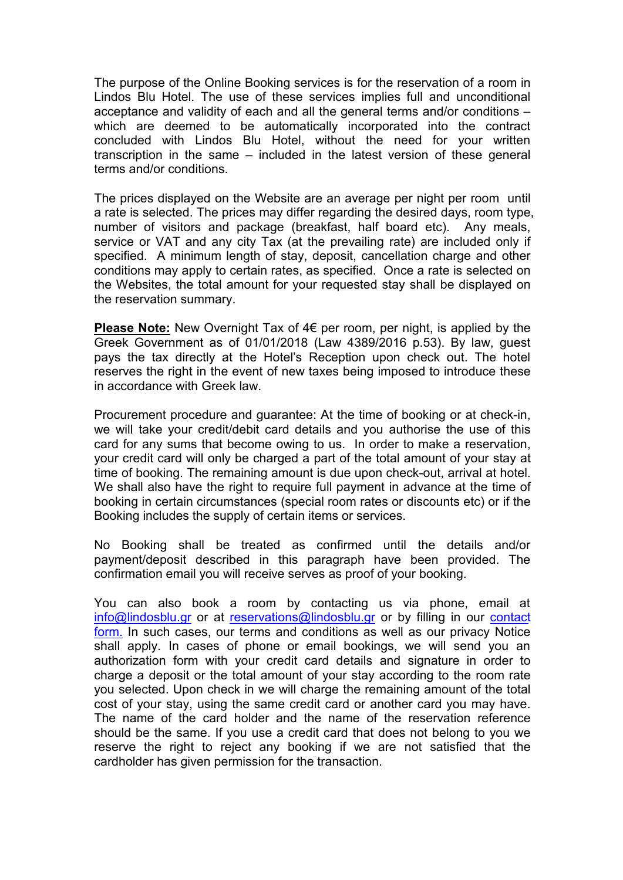The purpose of the Online Booking services is for the reservation of a room in Lindos Blu Hotel. The use of these services implies full and unconditional acceptance and validity of each and all the general terms and/or conditions – which are deemed to be automatically incorporated into the contract concluded with Lindos Blu Hotel, without the need for your written transcription in the same – included in the latest version of these general terms and/or conditions.

The prices displayed on the Website are an average per night per room until a rate is selected. The prices may differ regarding the desired days, room type, number of visitors and package (breakfast, half board etc). Any meals, service or VAT and any city Tax (at the prevailing rate) are included only if specified. A minimum length of stay, deposit, cancellation charge and other conditions may apply to certain rates, as specified. Once a rate is selected on the Websites, the total amount for your requested stay shall be displayed on the reservation summary.

**Please Note:** New Overnight Tax of 4€ per room, per night, is applied by the Greek Government as of 01/01/2018 (Law 4389/2016 p.53). By law, guest pays the tax directly at the Hotel's Reception upon check out. The hotel reserves the right in the event of new taxes being imposed to introduce these in accordance with Greek law.

Procurement procedure and guarantee: At the time of booking or at check-in, we will take your credit/debit card details and you authorise the use of this card for any sums that become owing to us. In order to make a reservation, your credit card will only be charged a part of the total amount of your stay at time of booking. The remaining amount is due upon check-out, arrival at hotel. We shall also have the right to require full payment in advance at the time of booking in certain circumstances (special room rates or discounts etc) or if the Booking includes the supply of certain items or services.

No Booking shall be treated as confirmed until the details and/or payment/deposit described in this paragraph have been provided. The confirmation email you will receive serves as proof of your booking.

You can also book a room by contacting us via phone, email at info@lindosblu.gr or at reservations@lindosblu.gr or by filling in our contact form. In such cases, our terms and conditions as well as our privacy Notice shall apply. In cases of phone or email bookings, we will send you an authorization form with your credit card details and signature in order to charge a deposit or the total amount of your stay according to the room rate you selected. Upon check in we will charge the remaining amount of the total cost of your stay, using the same credit card or another card you may have. The name of the card holder and the name of the reservation reference should be the same. If you use a credit card that does not belong to you we reserve the right to reject any booking if we are not satisfied that the cardholder has given permission for the transaction.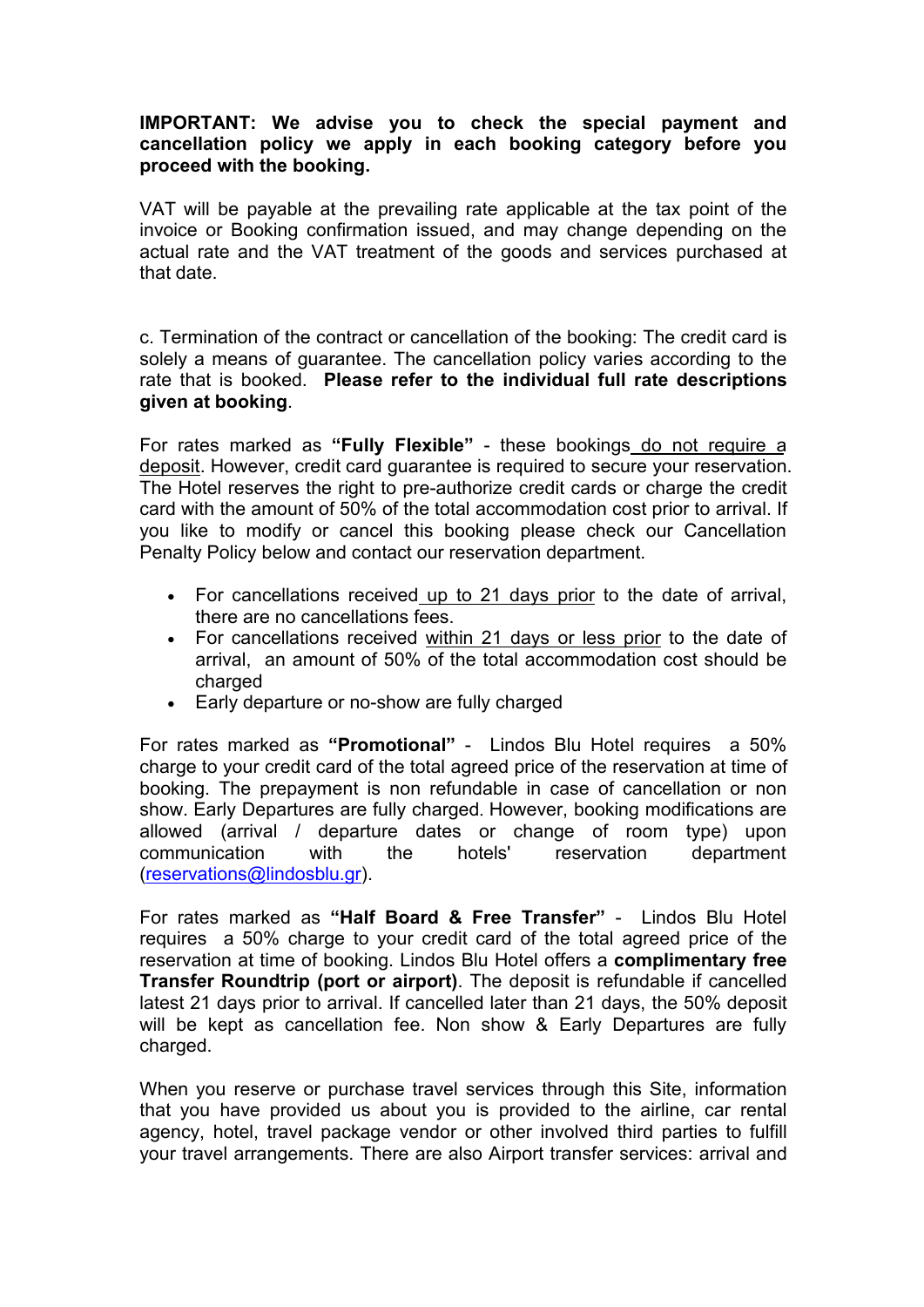**IMPORTANT: We advise you to check the special payment and cancellation policy we apply in each booking category before you proceed with the booking.**

VAT will be payable at the prevailing rate applicable at the tax point of the invoice or Booking confirmation issued, and may change depending on the actual rate and the VAT treatment of the goods and services purchased at that date.

c. Termination of the contract or cancellation of the booking: The credit card is solely a means of guarantee. The cancellation policy varies according to the rate that is booked. **Please refer to the individual full rate descriptions given at booking**.

For rates marked as **"Fully Flexible"** - these bookings do not require a deposit. However, credit card guarantee is required to secure your reservation. The Hotel reserves the right to pre-authorize credit cards or charge the credit card with the amount of 50% of the total accommodation cost prior to arrival. If you like to modify or cancel this booking please check our Cancellation Penalty Policy below and contact our reservation department.

- For cancellations received up to 21 days prior to the date of arrival, there are no cancellations fees.
- For cancellations received within 21 days or less prior to the date of arrival, an amount of 50% of the total accommodation cost should be charged
- Early departure or no-show are fully charged

For rates marked as **"Promotional"** - Lindos Blu Hotel requires a 50% charge to your credit card of the total agreed price of the reservation at time of booking. The prepayment is non refundable in case of cancellation or non show. Early Departures are fully charged. However, booking modifications are allowed (arrival / departure dates or change of room type) upon communication with the hotels' reservation department (reservations@lindosblu.gr).

For rates marked as **"Half Board & Free Transfer"** - Lindos Blu Hotel requires a 50% charge to your credit card of the total agreed price of the reservation at time of booking. Lindos Blu Hotel offers a **complimentary free Transfer Roundtrip (port or airport)**. The deposit is refundable if cancelled latest 21 days prior to arrival. If cancelled later than 21 days, the 50% deposit will be kept as cancellation fee. Non show & Early Departures are fully charged.

When you reserve or purchase travel services through this Site, information that you have provided us about you is provided to the airline, car rental agency, hotel, travel package vendor or other involved third parties to fulfill your travel arrangements. There are also Airport transfer services: arrival and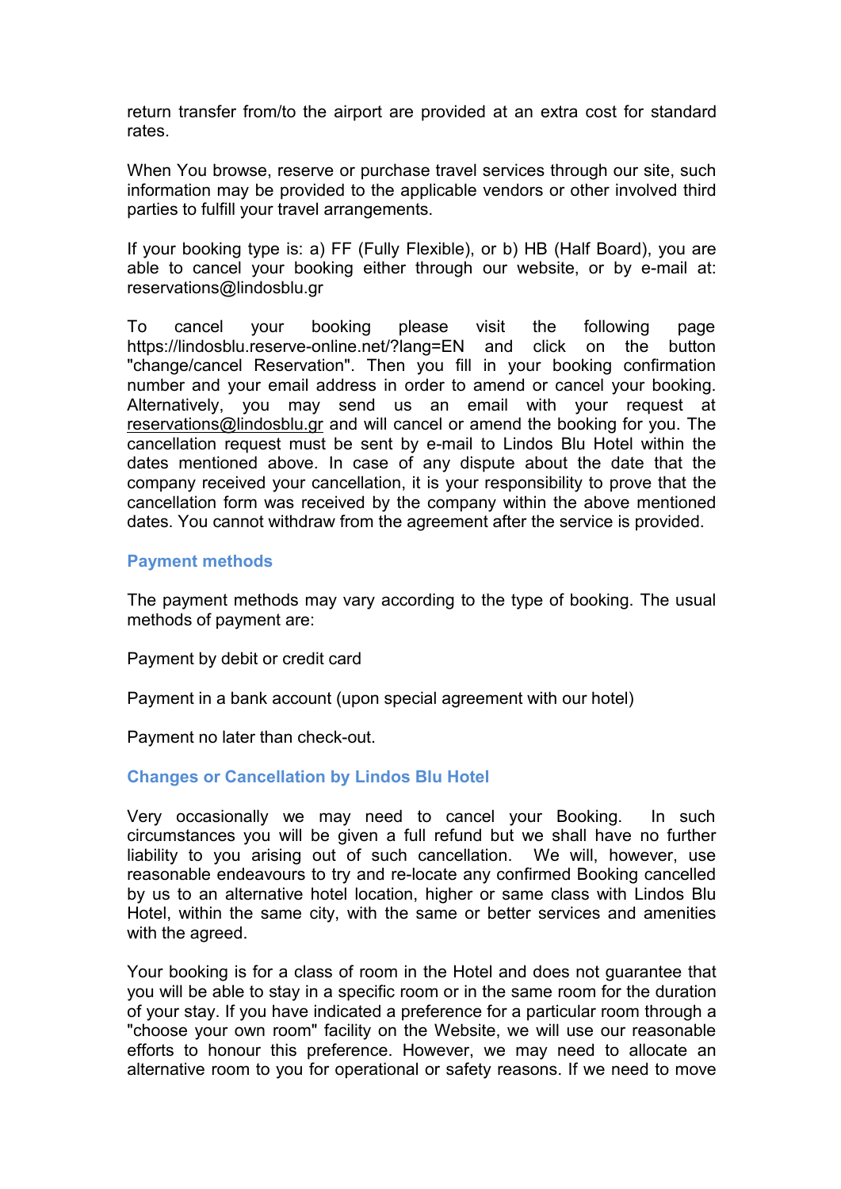return transfer from/to the airport are provided at an extra cost for standard rates.

When You browse, reserve or purchase travel services through our site, such information may be provided to the applicable vendors or other involved third parties to fulfill your travel arrangements.

If your booking type is: a) FF (Fully Flexible), or b) HB (Half Board), you are able to cancel your booking either through our website, or by e-mail at: reservations@lindosblu.gr

To cancel your booking please visit the following page https://lindosblu.reserve-online.net/?lang=EN and click on the button "change/cancel Reservation". Then you fill in your booking confirmation number and your email address in order to amend or cancel your booking. Alternatively, you may send us an email with your request at reservations@lindosblu.gr and will cancel or amend the booking for you. The cancellation request must be sent by e-mail to Lindos Blu Hotel within the dates mentioned above. In case of any dispute about the date that the company received your cancellation, it is your responsibility to prove that the cancellation form was received by the company within the above mentioned dates. You cannot withdraw from the agreement after the service is provided.

## Payment methods

The payment methods may vary according to the type of booking. The usual methods of payment are:

Payment by debit or credit card

Payment in a bank account (upon special agreement with our hotel)

Payment no later than check-out.

## Changes or Cancellation by Lindos Blu Hotel

Very occasionally we may need to cancel your Booking. In such circumstances you will be given a full refund but we shall have no further liability to you arising out of such cancellation. We will, however, use reasonable endeavours to try and re-locate any confirmed Booking cancelled by us to an alternative hotel location, higher or same class with Lindos Blu Hotel, within the same city, with the same or better services and amenities with the agreed.

Your booking is for a class of room in the Hotel and does not guarantee that you will be able to stay in a specific room or in the same room for the duration of your stay. If you have indicated a preference for a particular room through a "choose your own room" facility on the Website, we will use our reasonable efforts to honour this preference. However, we may need to allocate an alternative room to you for operational or safety reasons. If we need to move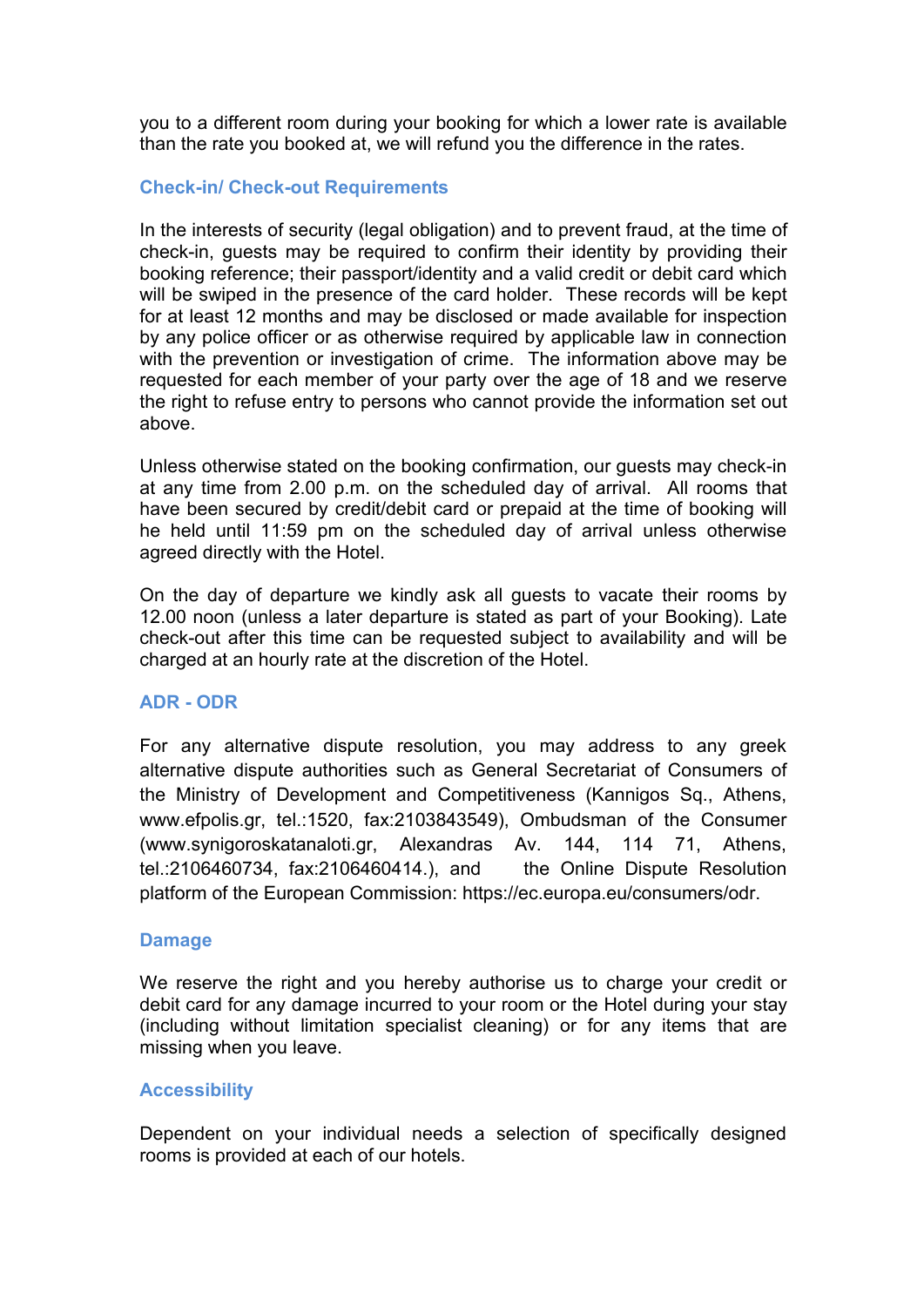you to a different room during your booking for which a lower rate is available than the rate you booked at, we will refund you the difference in the rates.

## Check-in/ Check-out Requirements

In the interests of security (legal obligation) and to prevent fraud, at the time of check-in, guests may be required to confirm their identity by providing their booking reference; their passport/identity and a valid credit or debit card which will be swiped in the presence of the card holder. These records will be kept for at least 12 months and may be disclosed or made available for inspection by any police officer or as otherwise required by applicable law in connection with the prevention or investigation of crime. The information above may be requested for each member of your party over the age of 18 and we reserve the right to refuse entry to persons who cannot provide the information set out above.

Unless otherwise stated on the booking confirmation, our guests may check-in at any time from 2.00 p.m. on the scheduled day of arrival. All rooms that have been secured by credit/debit card or prepaid at the time of booking will he held until 11:59 pm on the scheduled day of arrival unless otherwise agreed directly with the Hotel.

On the day of departure we kindly ask all guests to vacate their rooms by 12.00 noon (unless a later departure is stated as part of your Booking). Late check-out after this time can be requested subject to availability and will be charged at an hourly rate at the discretion of the Hotel.

## ADR - ODR

For any alternative dispute resolution, you may address to any greek alternative dispute authorities such as General Secretariat of Consumers of the Ministry of Development and Competitiveness (Kannigos Sq., Athens, www.efpolis.gr, tel.:1520, fax:2103843549), Ombudsman of the Consumer (www.synigoroskatanaloti.gr, Alexandras Av. 144, 114 71, Athens, tel.:2106460734, fax:2106460414.), and the Online Dispute Resolution platform of the European Commission: https://ec.europa.eu/consumers/odr.

## Damage

We reserve the right and you hereby authorise us to charge your credit or debit card for any damage incurred to your room or the Hotel during your stay (including without limitation specialist cleaning) or for any items that are missing when you leave.

## Accessibility

Dependent on your individual needs a selection of specifically designed rooms is provided at each of our hotels.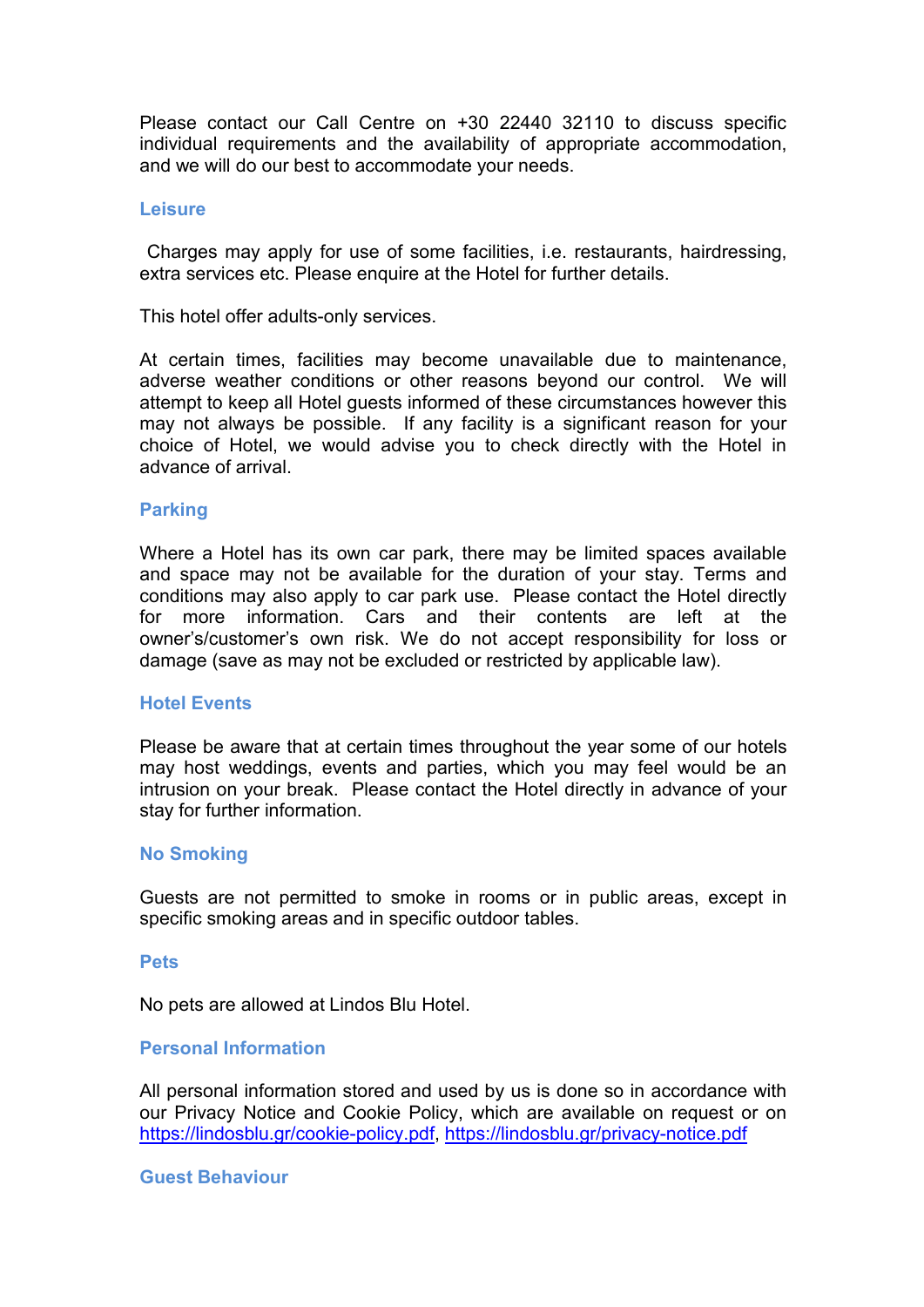Please contact our Call Centre on +30 22440 32110 to discuss specific individual requirements and the availability of appropriate accommodation, and we will do our best to accommodate your needs.

### Leisure

Charges may apply for use of some facilities, i.e. restaurants, hairdressing, extra services etc. Please enquire at the Hotel for further details.

This hotel offer adults-only services.

At certain times, facilities may become unavailable due to maintenance, adverse weather conditions or other reasons beyond our control. We will attempt to keep all Hotel guests informed of these circumstances however this may not always be possible. If any facility is a significant reason for your choice of Hotel, we would advise you to check directly with the Hotel in advance of arrival.

### Parking

Where a Hotel has its own car park, there may be limited spaces available and space may not be available for the duration of your stay. Terms and conditions may also apply to car park use. Please contact the Hotel directly for more information. Cars and their contents are left at the owner's/customer's own risk. We do not accept responsibility for loss or damage (save as may not be excluded or restricted by applicable law).

### Hotel Events

Please be aware that at certain times throughout the year some of our hotels may host weddings, events and parties, which you may feel would be an intrusion on your break. Please contact the Hotel directly in advance of your stay for further information.

### No Smoking

Guests are not permitted to smoke in rooms or in public areas, except in specific smoking areas and in specific outdoor tables.

### Pets

No pets are allowed at Lindos Blu Hotel.

### Personal Information

All personal information stored and used by us is done so in accordance with our Privacy Notice and Cookie Policy, which are available on request or on https://lindosblu.gr/cookie-policy.pdf, https://lindosblu.gr/privacy-notice.pdf

### Guest Behaviour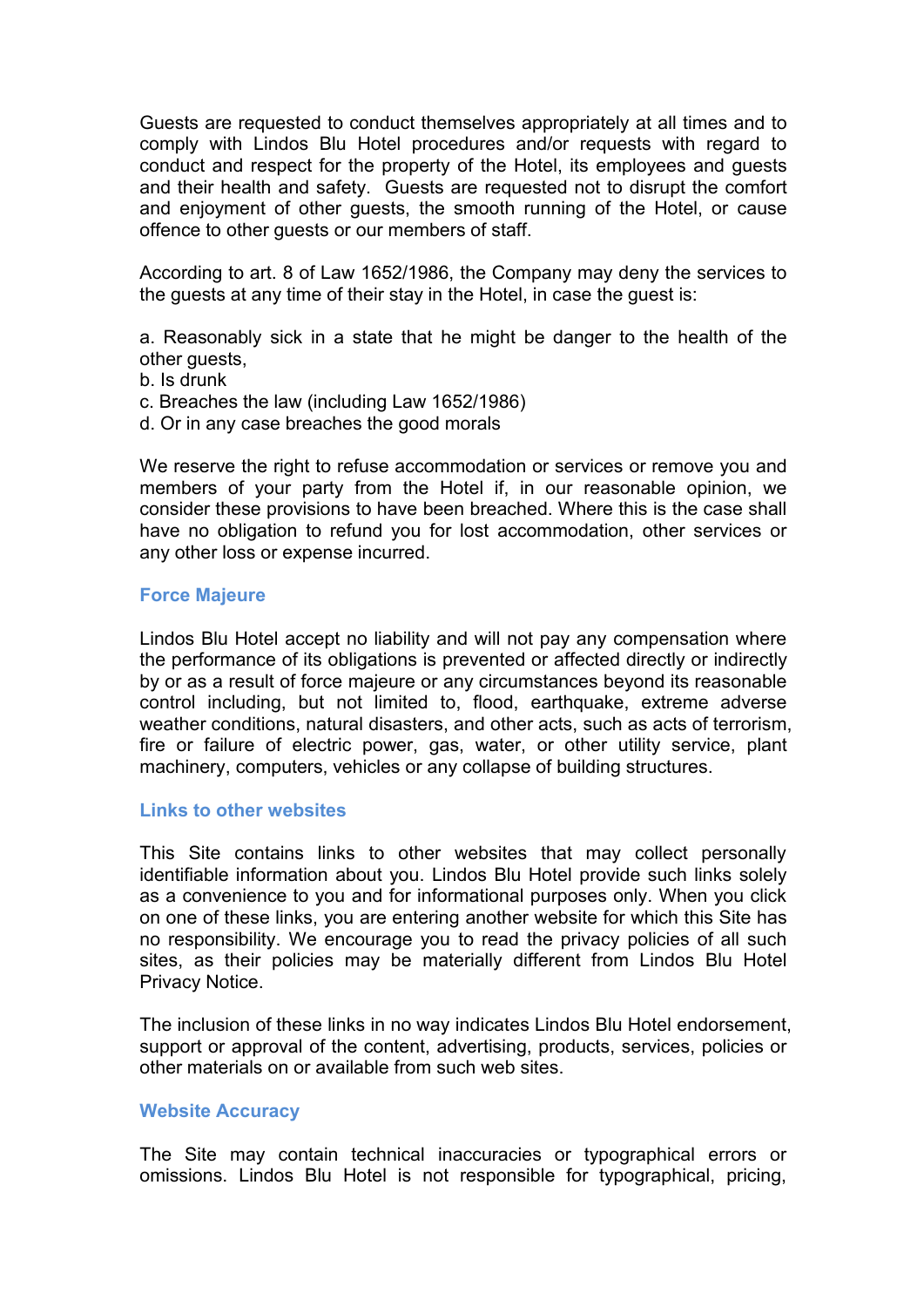Guests are requested to conduct themselves appropriately at all times and to comply with Lindos Blu Hotel procedures and/or requests with regard to conduct and respect for the property of the Hotel, its employees and guests and their health and safety. Guests are requested not to disrupt the comfort and enjoyment of other guests, the smooth running of the Hotel, or cause offence to other guests or our members of staff.

According to art. 8 of Law 1652/1986, the Company may deny the services to the guests at any time of their stay in the Hotel, in case the guest is:

a. Reasonably sick in a state that he might be danger to the health of the other guests,
b. Is drunk
c. Breaches the law (including Law 1652/1986)
d. Or in any case breaches the good morals

We reserve the right to refuse accommodation or services or remove you and members of your party from the Hotel if, in our reasonable opinion, we consider these provisions to have been breached. Where this is the case shall have no obligation to refund you for lost accommodation, other services or any other loss or expense incurred.

### Force Majeure

Lindos Blu Hotel accept no liability and will not pay any compensation where the performance of its obligations is prevented or affected directly or indirectly by or as a result of force majeure or any circumstances beyond its reasonable control including, but not limited to, flood, earthquake, extreme adverse weather conditions, natural disasters, and other acts, such as acts of terrorism, fire or failure of electric power, gas, water, or other utility service, plant machinery, computers, vehicles or any collapse of building structures.

### Links to other websites

This Site contains links to other websites that may collect personally identifiable information about you. Lindos Blu Hotel provide such links solely as a convenience to you and for informational purposes only. When you click on one of these links, you are entering another website for which this Site has no responsibility. We encourage you to read the privacy policies of all such sites, as their policies may be materially different from Lindos Blu Hotel Privacy Notice.

The inclusion of these links in no way indicates Lindos Blu Hotel endorsement, support or approval of the content, advertising, products, services, policies or other materials on or available from such web sites.

### Website Accuracy

The Site may contain technical inaccuracies or typographical errors or omissions. Lindos Blu Hotel is not responsible for typographical, pricing,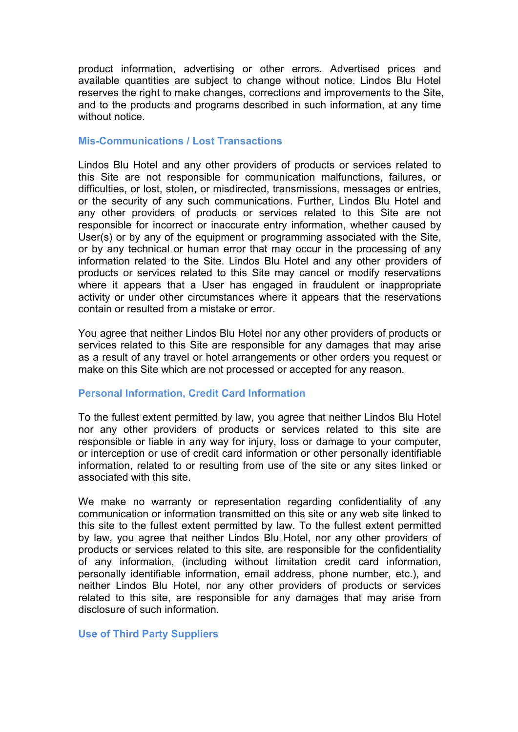product information, advertising or other errors. Advertised prices and available quantities are subject to change without notice. Lindos Blu Hotel reserves the right to make changes, corrections and improvements to the Site, and to the products and programs described in such information, at any time without notice.

### Mis-Communications / Lost Transactions

Lindos Blu Hotel and any other providers of products or services related to this Site are not responsible for communication malfunctions, failures, or difficulties, or lost, stolen, or misdirected, transmissions, messages or entries, or the security of any such communications. Further, Lindos Blu Hotel and any other providers of products or services related to this Site are not responsible for incorrect or inaccurate entry information, whether caused by User(s) or by any of the equipment or programming associated with the Site, or by any technical or human error that may occur in the processing of any information related to the Site. Lindos Blu Hotel and any other providers of products or services related to this Site may cancel or modify reservations where it appears that a User has engaged in fraudulent or inappropriate activity or under other circumstances where it appears that the reservations contain or resulted from a mistake or error.

You agree that neither Lindos Blu Hotel nor any other providers of products or services related to this Site are responsible for any damages that may arise as a result of any travel or hotel arrangements or other orders you request or make on this Site which are not processed or accepted for any reason.

### Personal Information, Credit Card Information

To the fullest extent permitted by law, you agree that neither Lindos Blu Hotel nor any other providers of products or services related to this site are responsible or liable in any way for injury, loss or damage to your computer, or interception or use of credit card information or other personally identifiable information, related to or resulting from use of the site or any sites linked or associated with this site.

We make no warranty or representation regarding confidentiality of any communication or information transmitted on this site or any web site linked to this site to the fullest extent permitted by law. To the fullest extent permitted by law, you agree that neither Lindos Blu Hotel, nor any other providers of products or services related to this site, are responsible for the confidentiality of any information, (including without limitation credit card information, personally identifiable information, email address, phone number, etc.), and neither Lindos Blu Hotel, nor any other providers of products or services related to this site, are responsible for any damages that may arise from disclosure of such information.

### Use of Third Party Suppliers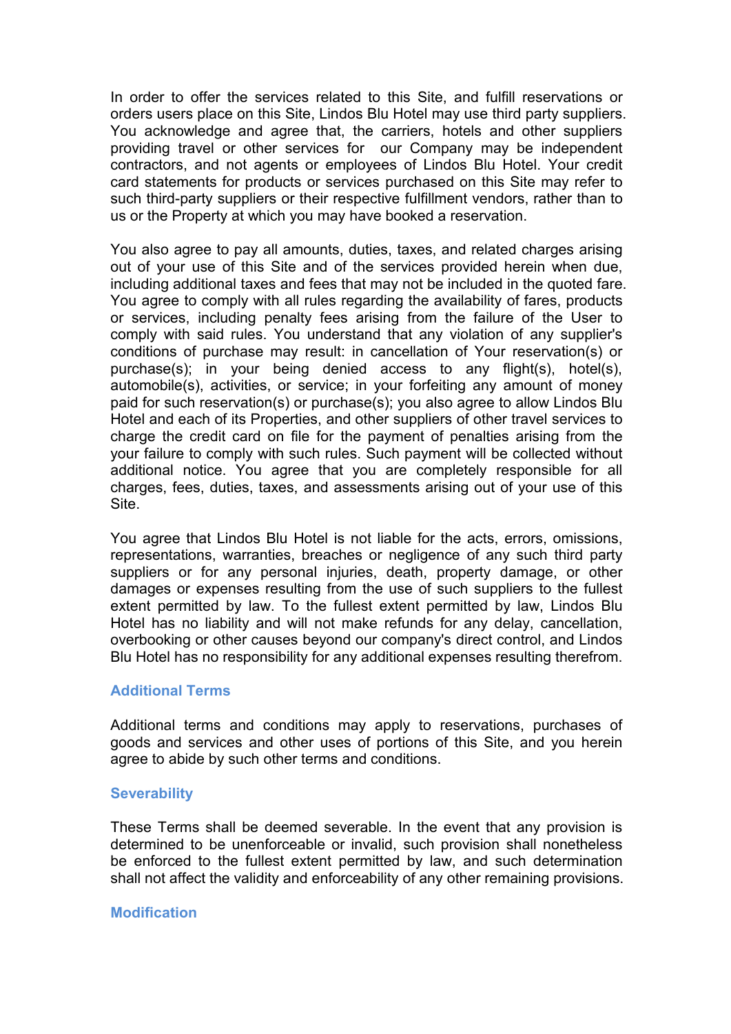In order to offer the services related to this Site, and fulfill reservations or orders users place on this Site, Lindos Blu Hotel may use third party suppliers. You acknowledge and agree that, the carriers, hotels and other suppliers providing travel or other services for our Company may be independent contractors, and not agents or employees of Lindos Blu Hotel. Your credit card statements for products or services purchased on this Site may refer to such third-party suppliers or their respective fulfillment vendors, rather than to us or the Property at which you may have booked a reservation.

You also agree to pay all amounts, duties, taxes, and related charges arising out of your use of this Site and of the services provided herein when due, including additional taxes and fees that may not be included in the quoted fare. You agree to comply with all rules regarding the availability of fares, products or services, including penalty fees arising from the failure of the User to comply with said rules. You understand that any violation of any supplier's conditions of purchase may result: in cancellation of Your reservation(s) or purchase(s); in your being denied access to any flight(s), hotel(s), automobile(s), activities, or service; in your forfeiting any amount of money paid for such reservation(s) or purchase(s); you also agree to allow Lindos Blu Hotel and each of its Properties, and other suppliers of other travel services to charge the credit card on file for the payment of penalties arising from the your failure to comply with such rules. Such payment will be collected without additional notice. You agree that you are completely responsible for all charges, fees, duties, taxes, and assessments arising out of your use of this Site.

You agree that Lindos Blu Hotel is not liable for the acts, errors, omissions, representations, warranties, breaches or negligence of any such third party suppliers or for any personal injuries, death, property damage, or other damages or expenses resulting from the use of such suppliers to the fullest extent permitted by law. To the fullest extent permitted by law, Lindos Blu Hotel has no liability and will not make refunds for any delay, cancellation, overbooking or other causes beyond our company's direct control, and Lindos Blu Hotel has no responsibility for any additional expenses resulting therefrom.

### Additional Terms

Additional terms and conditions may apply to reservations, purchases of goods and services and other uses of portions of this Site, and you herein agree to abide by such other terms and conditions.

### Severability

These Terms shall be deemed severable. In the event that any provision is determined to be unenforceable or invalid, such provision shall nonetheless be enforced to the fullest extent permitted by law, and such determination shall not affect the validity and enforceability of any other remaining provisions.

### Modification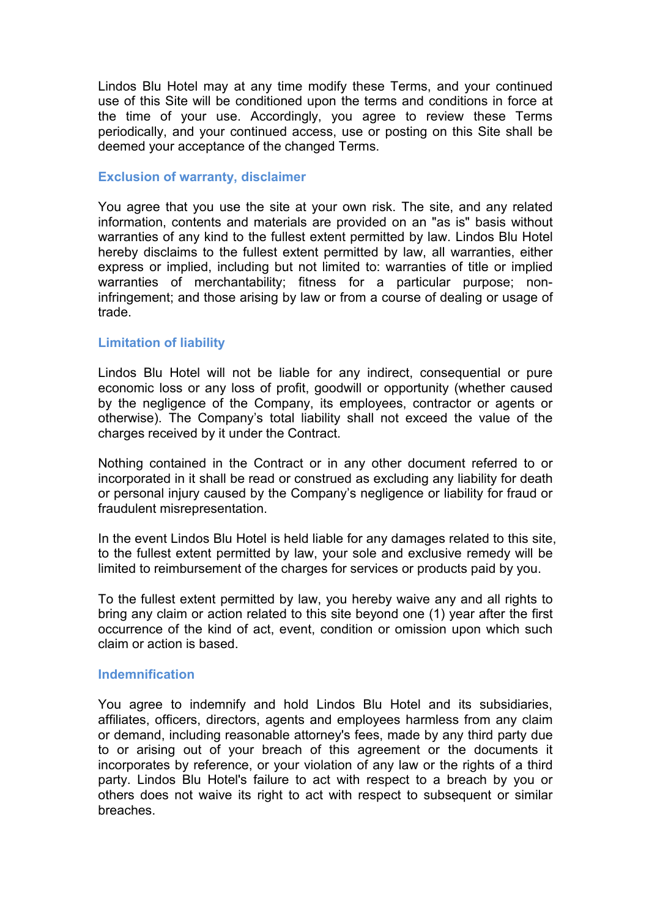Lindos Blu Hotel may at any time modify these Terms, and your continued use of this Site will be conditioned upon the terms and conditions in force at the time of your use. Accordingly, you agree to review these Terms periodically, and your continued access, use or posting on this Site shall be deemed your acceptance of the changed Terms.

### Exclusion of warranty, disclaimer

You agree that you use the site at your own risk. The site, and any related information, contents and materials are provided on an "as is" basis without warranties of any kind to the fullest extent permitted by law. Lindos Blu Hotel hereby disclaims to the fullest extent permitted by law, all warranties, either express or implied, including but not limited to: warranties of title or implied warranties of merchantability; fitness for a particular purpose; non-infringement; and those arising by law or from a course of dealing or usage of trade.

### Limitation of liability

Lindos Blu Hotel will not be liable for any indirect, consequential or pure economic loss or any loss of profit, goodwill or opportunity (whether caused by the negligence of the Company, its employees, contractor or agents or otherwise). The Company's total liability shall not exceed the value of the charges received by it under the Contract.

Nothing contained in the Contract or in any other document referred to or incorporated in it shall be read or construed as excluding any liability for death or personal injury caused by the Company's negligence or liability for fraud or fraudulent misrepresentation.

In the event Lindos Blu Hotel is held liable for any damages related to this site, to the fullest extent permitted by law, your sole and exclusive remedy will be limited to reimbursement of the charges for services or products paid by you.

To the fullest extent permitted by law, you hereby waive any and all rights to bring any claim or action related to this site beyond one (1) year after the first occurrence of the kind of act, event, condition or omission upon which such claim or action is based.

### Indemnification

You agree to indemnify and hold Lindos Blu Hotel and its subsidiaries, affiliates, officers, directors, agents and employees harmless from any claim or demand, including reasonable attorney's fees, made by any third party due to or arising out of your breach of this agreement or the documents it incorporates by reference, or your violation of any law or the rights of a third party. Lindos Blu Hotel's failure to act with respect to a breach by you or others does not waive its right to act with respect to subsequent or similar breaches.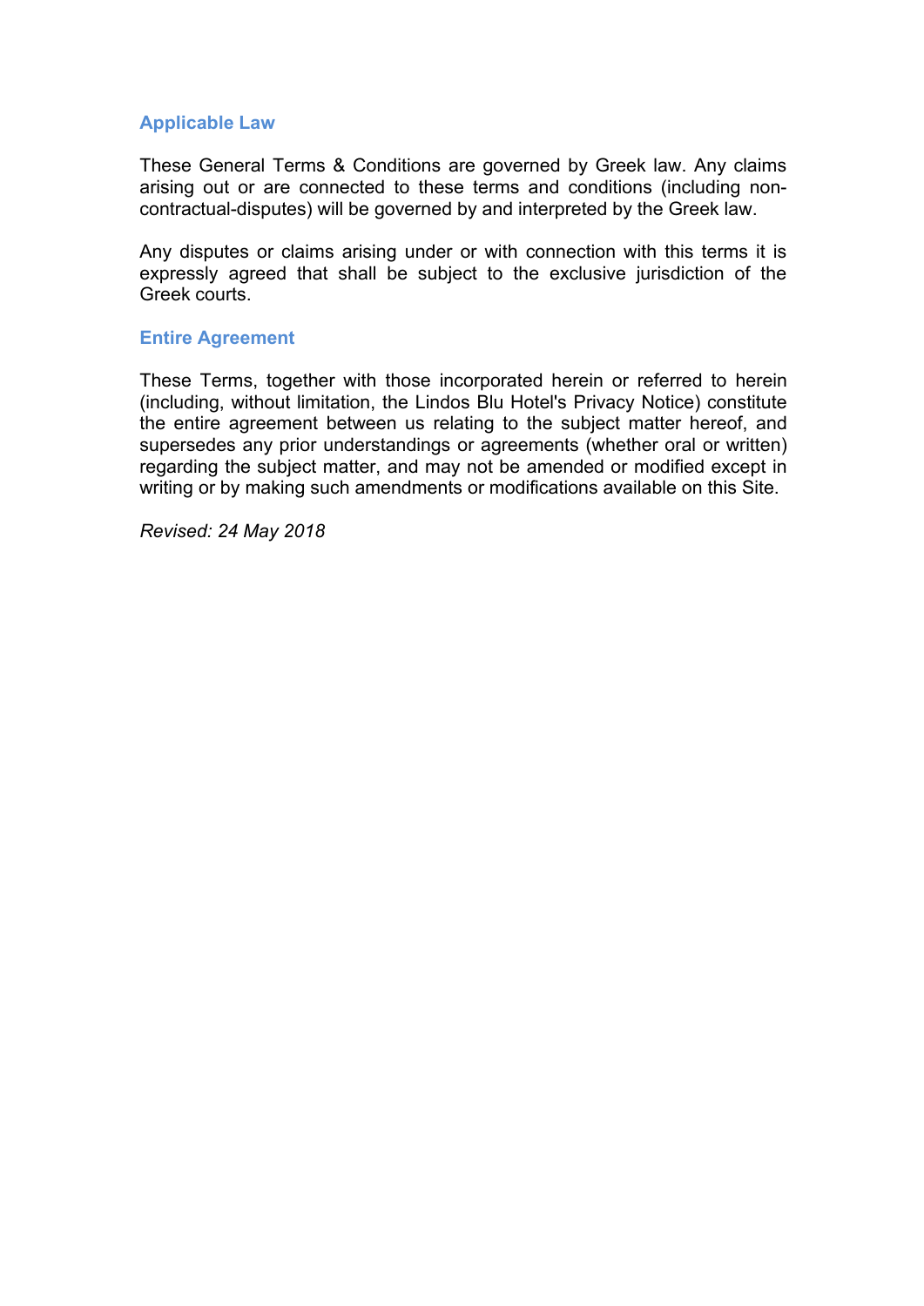## Applicable Law

These General Terms & Conditions are governed by Greek law. Any claims arising out or are connected to these terms and conditions (including non-contractual-disputes) will be governed by and interpreted by the Greek law.

Any disputes or claims arising under or with connection with this terms it is expressly agreed that shall be subject to the exclusive jurisdiction of the Greek courts.

## Entire Agreement

These Terms, together with those incorporated herein or referred to herein (including, without limitation, the Lindos Blu Hotel's Privacy Notice) constitute the entire agreement between us relating to the subject matter hereof, and supersedes any prior understandings or agreements (whether oral or written) regarding the subject matter, and may not be amended or modified except in writing or by making such amendments or modifications available on this Site.

*Revised: 24 May 2018*